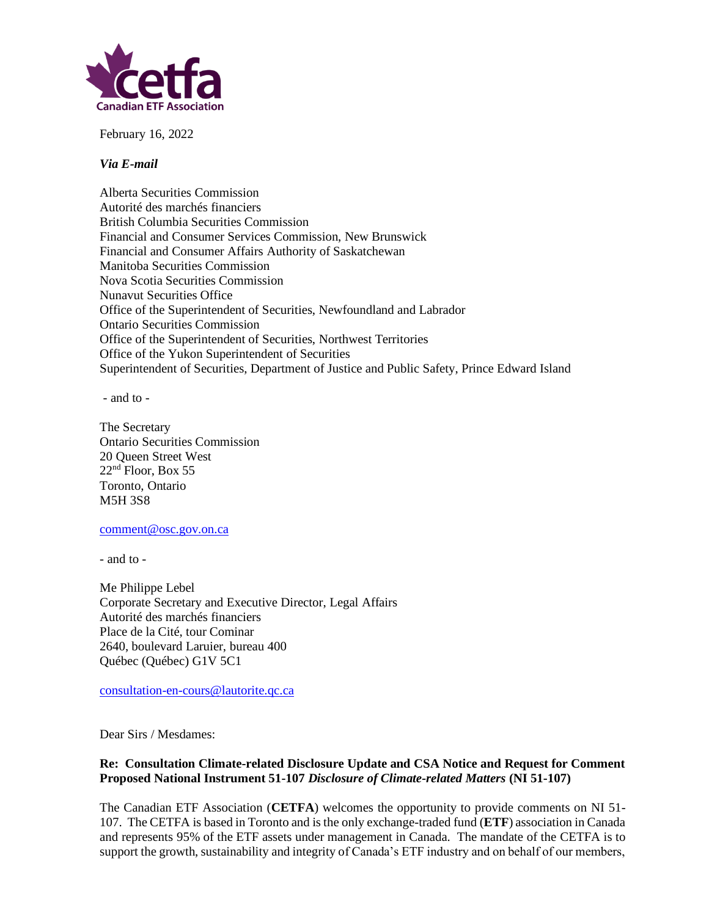cetfa
Canadian ETF Association

February 16, 2022

***Via E-mail***

Alberta Securities Commission
Autorité des marchés financiers
British Columbia Securities Commission
Financial and Consumer Services Commission, New Brunswick
Financial and Consumer Affairs Authority of Saskatchewan
Manitoba Securities Commission
Nova Scotia Securities Commission
Nunavut Securities Office
Office of the Superintendent of Securities, Newfoundland and Labrador
Ontario Securities Commission
Office of the Superintendent of Securities, Northwest Territories
Office of the Yukon Superintendent of Securities
Superintendent of Securities, Department of Justice and Public Safety, Prince Edward Island

- and to -

The Secretary
Ontario Securities Commission
20 Queen Street West
22nd Floor, Box 55
Toronto, Ontario
M5H 3S8

comment@osc.gov.on.ca

- and to -

Me Philippe Lebel
Corporate Secretary and Executive Director, Legal Affairs
Autorité des marchés financiers
Place de la Cité, tour Cominar
2640, boulevard Laruier, bureau 400
Québec (Québec) G1V 5C1

consultation-en-cours@lautorite.qc.ca

Dear Sirs / Mesdames:

**Re: Consultation Climate-related Disclosure Update and CSA Notice and Request for Comment Proposed National Instrument 51-107 *Disclosure of Climate-related Matters* (NI 51-107)**

The Canadian ETF Association (**CETFA**) welcomes the opportunity to provide comments on NI 51-107. The CETFA is based in Toronto and is the only exchange-traded fund (**ETF**) association in Canada and represents 95% of the ETF assets under management in Canada. The mandate of the CETFA is to support the growth, sustainability and integrity of Canada's ETF industry and on behalf of our members,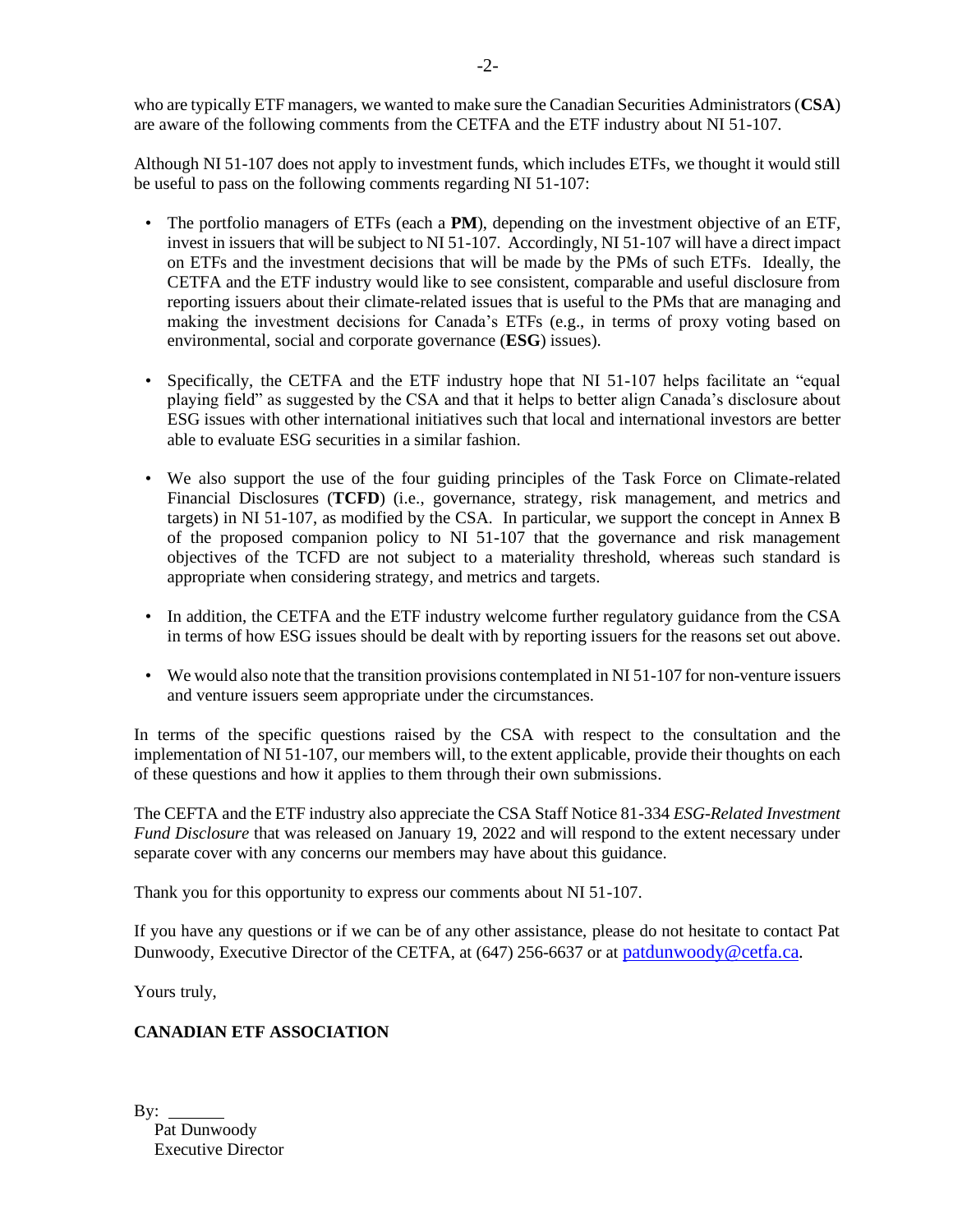who are typically ETF managers, we wanted to make sure the Canadian Securities Administrators (**CSA**) are aware of the following comments from the CETFA and the ETF industry about NI 51-107.

Although NI 51-107 does not apply to investment funds, which includes ETFs, we thought it would still be useful to pass on the following comments regarding NI 51-107:

- The portfolio managers of ETFs (each a **PM**), depending on the investment objective of an ETF, invest in issuers that will be subject to NI 51-107. Accordingly, NI 51-107 will have a direct impact on ETFs and the investment decisions that will be made by the PMs of such ETFs. Ideally, the CETFA and the ETF industry would like to see consistent, comparable and useful disclosure from reporting issuers about their climate-related issues that is useful to the PMs that are managing and making the investment decisions for Canada's ETFs (e.g., in terms of proxy voting based on environmental, social and corporate governance (**ESG**) issues).

- Specifically, the CETFA and the ETF industry hope that NI 51-107 helps facilitate an "equal playing field" as suggested by the CSA and that it helps to better align Canada's disclosure about ESG issues with other international initiatives such that local and international investors are better able to evaluate ESG securities in a similar fashion.

- We also support the use of the four guiding principles of the Task Force on Climate-related Financial Disclosures (**TCFD**) (i.e., governance, strategy, risk management, and metrics and targets) in NI 51-107, as modified by the CSA. In particular, we support the concept in Annex B of the proposed companion policy to NI 51-107 that the governance and risk management objectives of the TCFD are not subject to a materiality threshold, whereas such standard is appropriate when considering strategy, and metrics and targets.

- In addition, the CETFA and the ETF industry welcome further regulatory guidance from the CSA in terms of how ESG issues should be dealt with by reporting issuers for the reasons set out above.

- We would also note that the transition provisions contemplated in NI 51-107 for non-venture issuers and venture issuers seem appropriate under the circumstances.

In terms of the specific questions raised by the CSA with respect to the consultation and the implementation of NI 51-107, our members will, to the extent applicable, provide their thoughts on each of these questions and how it applies to them through their own submissions.

The CEFTA and the ETF industry also appreciate the CSA Staff Notice 81-334 *ESG-Related Investment Fund Disclosure* that was released on January 19, 2022 and will respond to the extent necessary under separate cover with any concerns our members may have about this guidance.

Thank you for this opportunity to express our comments about NI 51-107.

If you have any questions or if we can be of any other assistance, please do not hesitate to contact Pat Dunwoody, Executive Director of the CETFA, at (647) 256-6637 or at [patdunwoody@cetfa.ca](mailto:patdunwoody@cetfa.ca).

Yours truly,

**CANADIAN ETF ASSOCIATION**

By: ______

Pat Dunwoody
Executive Director